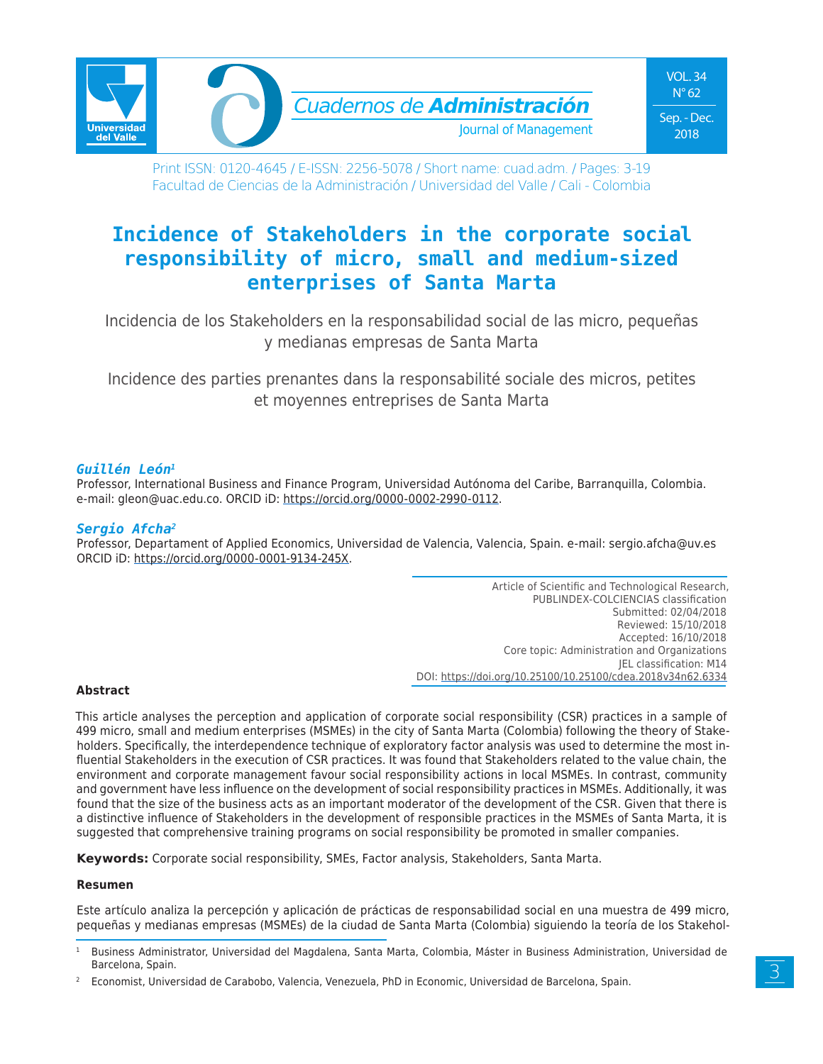Print ISSN: 0120-4645 / E-ISSN: 2256-5078 / Short name: cuad.adm. / Pages: 3-19
Facultad de Ciencias de la Administración / Universidad del Valle / Cali - Colombia

# Incidence of Stakeholders in the corporate social responsibility of micro, small and medium-sized enterprises of Santa Marta

Incidencia de los Stakeholders en la responsabilidad social de las micro, pequeñas y medianas empresas de Santa Marta

Incidence des parties prenantes dans la responsabilité sociale des micros, petites et moyennes entreprises de Santa Marta

***Guillén León***[1]
Professor, International Business and Finance Program, Universidad Autónoma del Caribe, Barranquilla, Colombia. e-mail: gleon@uac.edu.co. ORCID iD: https://orcid.org/0000-0002-2990-0112.

***Sergio Afcha***[2]
Professor, Departament of Applied Economics, Universidad de Valencia, Valencia, Spain. e-mail: sergio.afcha@uv.es ORCID iD: https://orcid.org/0000-0001-9134-245X.

Article of Scientific and Technological Research,
PUBLINDEX-COLCIENCIAS classification
Submitted: 02/04/2018
Reviewed: 15/10/2018
Accepted: 16/10/2018
Core topic: Administration and Organizations
JEL classification: M14
DOI: https://doi.org/10.25100/10.25100/cdea.2018v34n62.6334

**Abstract**

This article analyses the perception and application of corporate social responsibility (CSR) practices in a sample of 499 micro, small and medium enterprises (MSMEs) in the city of Santa Marta (Colombia) following the theory of Stakeholders. Specifically, the interdependence technique of exploratory factor analysis was used to determine the most influential Stakeholders in the execution of CSR practices. It was found that Stakeholders related to the value chain, the environment and corporate management favour social responsibility actions in local MSMEs. In contrast, community and government have less influence on the development of social responsibility practices in MSMEs. Additionally, it was found that the size of the business acts as an important moderator of the development of the CSR. Given that there is a distinctive influence of Stakeholders in the development of responsible practices in the MSMEs of Santa Marta, it is suggested that comprehensive training programs on social responsibility be promoted in smaller companies.

**Keywords:** Corporate social responsibility, SMEs, Factor analysis, Stakeholders, Santa Marta.

**Resumen**

Este artículo analiza la percepción y aplicación de prácticas de responsabilidad social en una muestra de 499 micro, pequeñas y medianas empresas (MSMEs) de la ciudad de Santa Marta (Colombia) siguiendo la teoría de los Stakehol-

[1] Business Administrator, Universidad del Magdalena, Santa Marta, Colombia, Máster in Business Administration, Universidad de Barcelona, Spain.

[2] Economist, Universidad de Carabobo, Valencia, Venezuela, PhD in Economic, Universidad de Barcelona, Spain.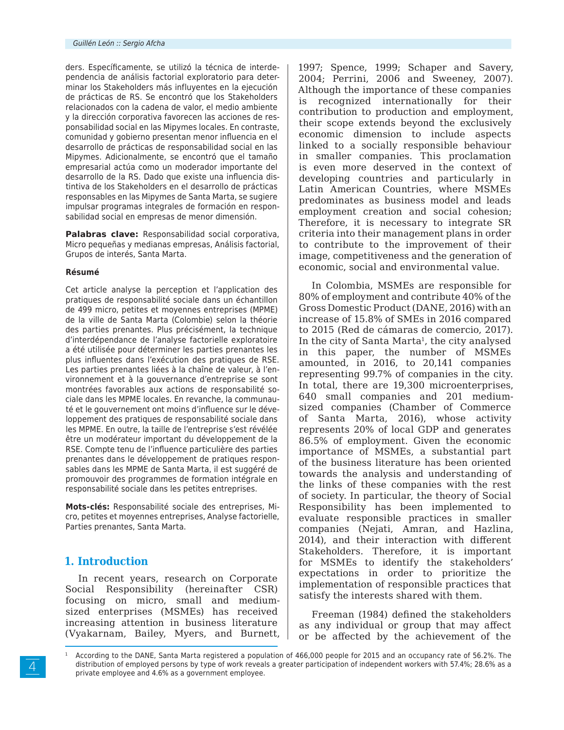ders. Específicamente, se utilizó la técnica de interdependencia de análisis factorial exploratorio para determinar los Stakeholders más influyentes en la ejecución de prácticas de RS. Se encontró que los Stakeholders relacionados con la cadena de valor, el medio ambiente y la dirección corporativa favorecen las acciones de responsabilidad social en las Mipymes locales. En contraste, comunidad y gobierno presentan menor influencia en el desarrollo de prácticas de responsabilidad social en las Mipymes. Adicionalmente, se encontró que el tamaño empresarial actúa como un moderador importante del desarrollo de la RS. Dado que existe una influencia distintiva de los Stakeholders en el desarrollo de prácticas responsables en las Mipymes de Santa Marta, se sugiere impulsar programas integrales de formación en responsabilidad social en empresas de menor dimensión.

**Palabras clave:** Responsabilidad social corporativa, Micro pequeñas y medianas empresas, Análisis factorial, Grupos de interés, Santa Marta.

**Résumé**

Cet article analyse la perception et l'application des pratiques de responsabilité sociale dans un échantillon de 499 micro, petites et moyennes entreprises (MPME) de la ville de Santa Marta (Colombie) selon la théorie des parties prenantes. Plus précisément, la technique d'interdépendance de l'analyse factorielle exploratoire a été utilisée pour déterminer les parties prenantes les plus influentes dans l'exécution des pratiques de RSE. Les parties prenantes liées à la chaîne de valeur, à l'environnement et à la gouvernance d'entreprise se sont montrées favorables aux actions de responsabilité sociale dans les MPME locales. En revanche, la communauté et le gouvernement ont moins d'influence sur le développement des pratiques de responsabilité sociale dans les MPME. En outre, la taille de l'entreprise s'est révélée être un modérateur important du développement de la RSE. Compte tenu de l'influence particulière des parties prenantes dans le développement de pratiques responsables dans les MPME de Santa Marta, il est suggéré de promouvoir des programmes de formation intégrale en responsabilité sociale dans les petites entreprises.

**Mots-clés:** Responsabilité sociale des entreprises, Micro, petites et moyennes entreprises, Analyse factorielle, Parties prenantes, Santa Marta.

## 1. Introduction

In recent years, research on Corporate Social Responsibility (hereinafter CSR) focusing on micro, small and medium-sized enterprises (MSMEs) has received increasing attention in business literature (Vyakarnam, Bailey, Myers, and Burnett, 1997; Spence, 1999; Schaper and Savery, 2004; Perrini, 2006 and Sweeney, 2007). Although the importance of these companies is recognized internationally for their contribution to production and employment, their scope extends beyond the exclusively economic dimension to include aspects linked to a socially responsible behaviour in smaller companies. This proclamation is even more deserved in the context of developing countries and particularly in Latin American Countries, where MSMEs predominates as business model and leads employment creation and social cohesion; Therefore, it is necessary to integrate SR criteria into their management plans in order to contribute to the improvement of their image, competitiveness and the generation of economic, social and environmental value.

In Colombia, MSMEs are responsible for 80% of employment and contribute 40% of the Gross Domestic Product (DANE, 2016) with an increase of 15.8% of SMEs in 2016 compared to 2015 (Red de cámaras de comercio, 2017). In the city of Santa Marta[1], the city analysed in this paper, the number of MSMEs amounted, in 2016, to 20,141 companies representing 99.7% of companies in the city. In total, there are 19,300 microenterprises, 640 small companies and 201 medium-sized companies (Chamber of Commerce of Santa Marta, 2016), whose activity represents 20% of local GDP and generates 86.5% of employment. Given the economic importance of MSMEs, a substantial part of the business literature has been oriented towards the analysis and understanding of the links of these companies with the rest of society. In particular, the theory of Social Responsibility has been implemented to evaluate responsible practices in smaller companies (Nejati, Amran, and Hazlina, 2014), and their interaction with different Stakeholders. Therefore, it is important for MSMEs to identify the stakeholders' expectations in order to prioritize the implementation of responsible practices that satisfy the interests shared with them.

Freeman (1984) defined the stakeholders as any individual or group that may affect or be affected by the achievement of the

[1] According to the DANE, Santa Marta registered a population of 466,000 people for 2015 and an occupancy rate of 56.2%. The distribution of employed persons by type of work reveals a greater participation of independent workers with 57.4%; 28.6% as a private employee and 4.6% as a government employee.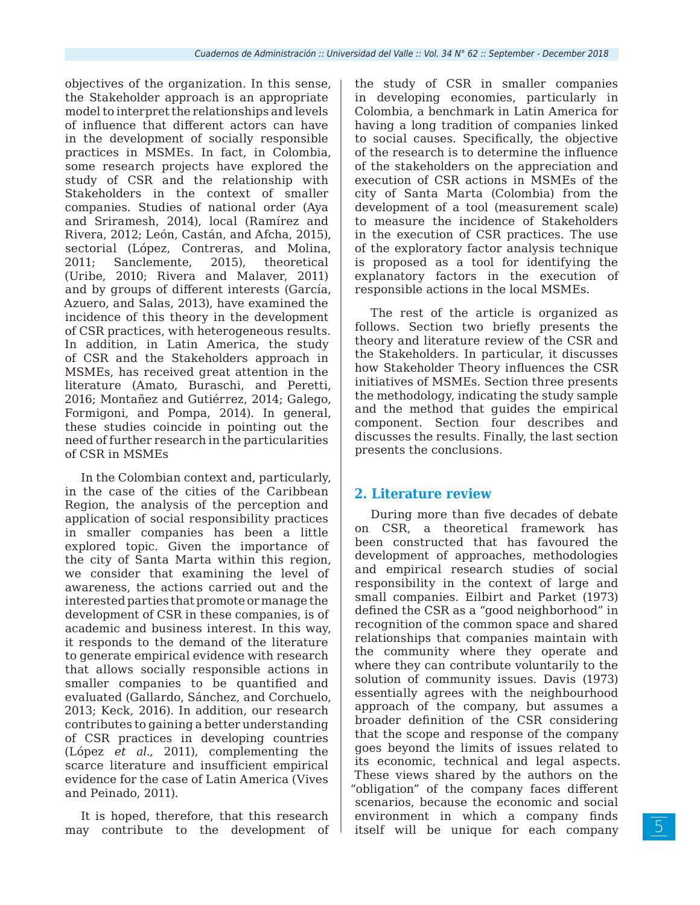objectives of the organization. In this sense, the Stakeholder approach is an appropriate model to interpret the relationships and levels of influence that different actors can have in the development of socially responsible practices in MSMEs. In fact, in Colombia, some research projects have explored the study of CSR and the relationship with Stakeholders in the context of smaller companies. Studies of national order (Aya and Sriramesh, 2014), local (Ramírez and Rivera, 2012; León, Castán, and Afcha, 2015), sectorial (López, Contreras, and Molina, 2011; Sanclemente, 2015), theoretical (Uribe, 2010; Rivera and Malaver, 2011) and by groups of different interests (García, Azuero, and Salas, 2013), have examined the incidence of this theory in the development of CSR practices, with heterogeneous results. In addition, in Latin America, the study of CSR and the Stakeholders approach in MSMEs, has received great attention in the literature (Amato, Buraschi, and Peretti, 2016; Montañez and Gutiérrez, 2014; Galego, Formigoni, and Pompa, 2014). In general, these studies coincide in pointing out the need of further research in the particularities of CSR in MSMEs

In the Colombian context and, particularly, in the case of the cities of the Caribbean Region, the analysis of the perception and application of social responsibility practices in smaller companies has been a little explored topic. Given the importance of the city of Santa Marta within this region, we consider that examining the level of awareness, the actions carried out and the interested parties that promote or manage the development of CSR in these companies, is of academic and business interest. In this way, it responds to the demand of the literature to generate empirical evidence with research that allows socially responsible actions in smaller companies to be quantified and evaluated (Gallardo, Sánchez, and Corchuelo, 2013; Keck, 2016). In addition, our research contributes to gaining a better understanding of CSR practices in developing countries (López *et al.,* 2011), complementing the scarce literature and insufficient empirical evidence for the case of Latin America (Vives and Peinado, 2011).

It is hoped, therefore, that this research may contribute to the development of the study of CSR in smaller companies in developing economies, particularly in Colombia, a benchmark in Latin America for having a long tradition of companies linked to social causes. Specifically, the objective of the research is to determine the influence of the stakeholders on the appreciation and execution of CSR actions in MSMEs of the city of Santa Marta (Colombia) from the development of a tool (measurement scale) to measure the incidence of Stakeholders in the execution of CSR practices. The use of the exploratory factor analysis technique is proposed as a tool for identifying the explanatory factors in the execution of responsible actions in the local MSMEs.

The rest of the article is organized as follows. Section two briefly presents the theory and literature review of the CSR and the Stakeholders. In particular, it discusses how Stakeholder Theory influences the CSR initiatives of MSMEs. Section three presents the methodology, indicating the study sample and the method that guides the empirical component. Section four describes and discusses the results. Finally, the last section presents the conclusions.

## 2. Literature review

During more than five decades of debate on CSR, a theoretical framework has been constructed that has favoured the development of approaches, methodologies and empirical research studies of social responsibility in the context of large and small companies. Eilbirt and Parket (1973) defined the CSR as a "good neighborhood" in recognition of the common space and shared relationships that companies maintain with the community where they operate and where they can contribute voluntarily to the solution of community issues. Davis (1973) essentially agrees with the neighbourhood approach of the company, but assumes a broader definition of the CSR considering that the scope and response of the company goes beyond the limits of issues related to its economic, technical and legal aspects. These views shared by the authors on the "obligation" of the company faces different scenarios, because the economic and social environment in which a company finds itself will be unique for each company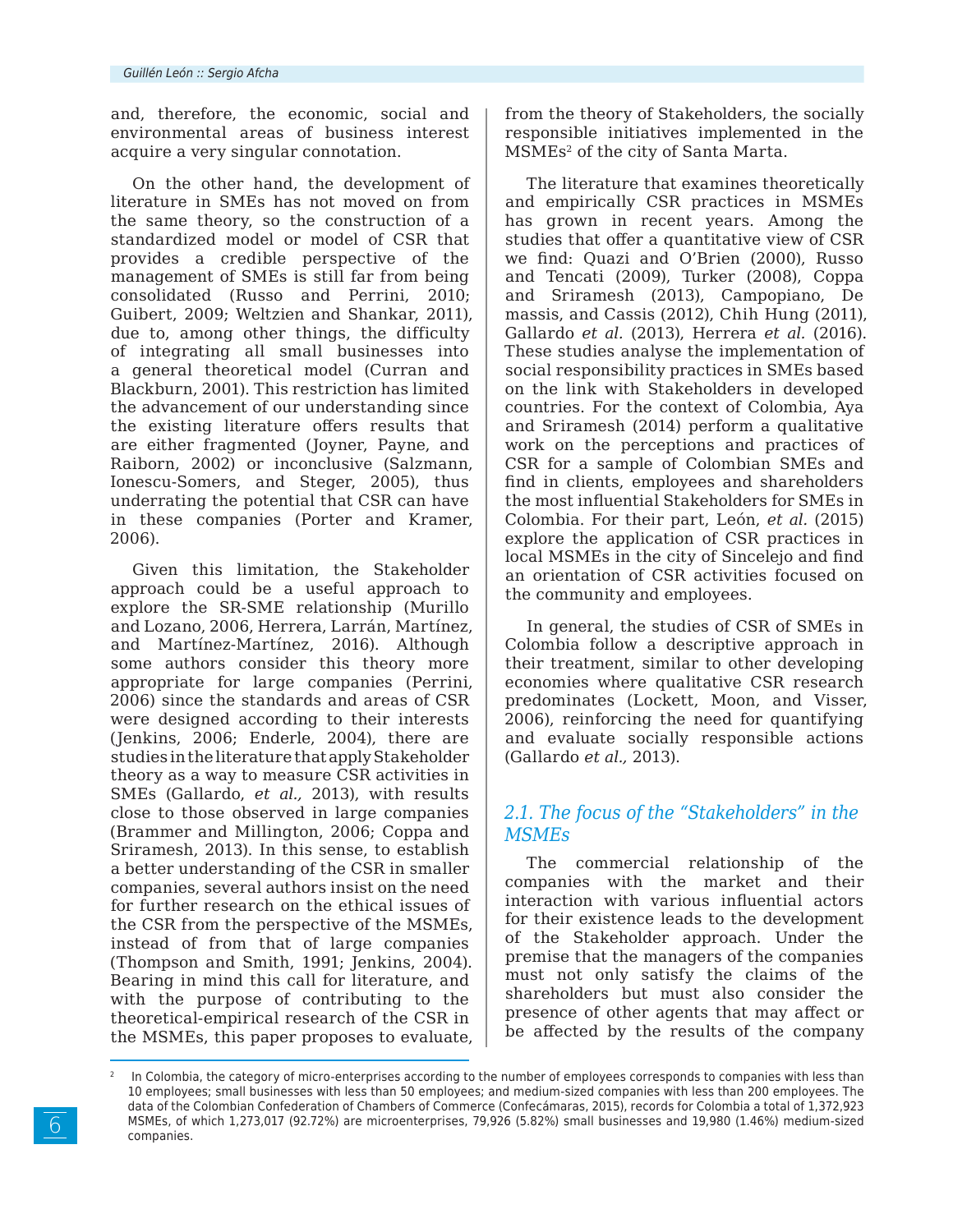and, therefore, the economic, social and environmental areas of business interest acquire a very singular connotation.

On the other hand, the development of literature in SMEs has not moved on from the same theory, so the construction of a standardized model or model of CSR that provides a credible perspective of the management of SMEs is still far from being consolidated (Russo and Perrini, 2010; Guibert, 2009; Weltzien and Shankar, 2011), due to, among other things, the difficulty of integrating all small businesses into a general theoretical model (Curran and Blackburn, 2001). This restriction has limited the advancement of our understanding since the existing literature offers results that are either fragmented (Joyner, Payne, and Raiborn, 2002) or inconclusive (Salzmann, Ionescu-Somers, and Steger, 2005), thus underrating the potential that CSR can have in these companies (Porter and Kramer, 2006).

Given this limitation, the Stakeholder approach could be a useful approach to explore the SR-SME relationship (Murillo and Lozano, 2006, Herrera, Larrán, Martínez, and Martínez-Martínez, 2016). Although some authors consider this theory more appropriate for large companies (Perrini, 2006) since the standards and areas of CSR were designed according to their interests (Jenkins, 2006; Enderle, 2004), there are studies in the literature that apply Stakeholder theory as a way to measure CSR activities in SMEs (Gallardo, *et al.,* 2013), with results close to those observed in large companies (Brammer and Millington, 2006; Coppa and Sriramesh, 2013). In this sense, to establish a better understanding of the CSR in smaller companies, several authors insist on the need for further research on the ethical issues of the CSR from the perspective of the MSMEs, instead of from that of large companies (Thompson and Smith, 1991; Jenkins, 2004). Bearing in mind this call for literature, and with the purpose of contributing to the theoretical-empirical research of the CSR in the MSMEs, this paper proposes to evaluate, from the theory of Stakeholders, the socially responsible initiatives implemented in the MSMEs[2] of the city of Santa Marta.

The literature that examines theoretically and empirically CSR practices in MSMEs has grown in recent years. Among the studies that offer a quantitative view of CSR we find: Quazi and O'Brien (2000), Russo and Tencati (2009), Turker (2008), Coppa and Sriramesh (2013), Campopiano, De massis, and Cassis (2012), Chih Hung (2011), Gallardo *et al.* (2013), Herrera *et al.* (2016). These studies analyse the implementation of social responsibility practices in SMEs based on the link with Stakeholders in developed countries. For the context of Colombia, Aya and Sriramesh (2014) perform a qualitative work on the perceptions and practices of CSR for a sample of Colombian SMEs and find in clients, employees and shareholders the most influential Stakeholders for SMEs in Colombia. For their part, León, *et al.* (2015) explore the application of CSR practices in local MSMEs in the city of Sincelejo and find an orientation of CSR activities focused on the community and employees.

In general, the studies of CSR of SMEs in Colombia follow a descriptive approach in their treatment, similar to other developing economies where qualitative CSR research predominates (Lockett, Moon, and Visser, 2006), reinforcing the need for quantifying and evaluate socially responsible actions (Gallardo *et al.,* 2013).

## *2.1. The focus of the "Stakeholders" in the MSMEs*

The commercial relationship of the companies with the market and their interaction with various influential actors for their existence leads to the development of the Stakeholder approach. Under the premise that the managers of the companies must not only satisfy the claims of the shareholders but must also consider the presence of other agents that may affect or be affected by the results of the company

---

[2] In Colombia, the category of micro-enterprises according to the number of employees corresponds to companies with less than 10 employees; small businesses with less than 50 employees; and medium-sized companies with less than 200 employees. The data of the Colombian Confederation of Chambers of Commerce (Confecámaras, 2015), records for Colombia a total of 1,372,923 MSMEs, of which 1,273,017 (92.72%) are microenterprises, 79,926 (5.82%) small businesses and 19,980 (1.46%) medium-sized companies.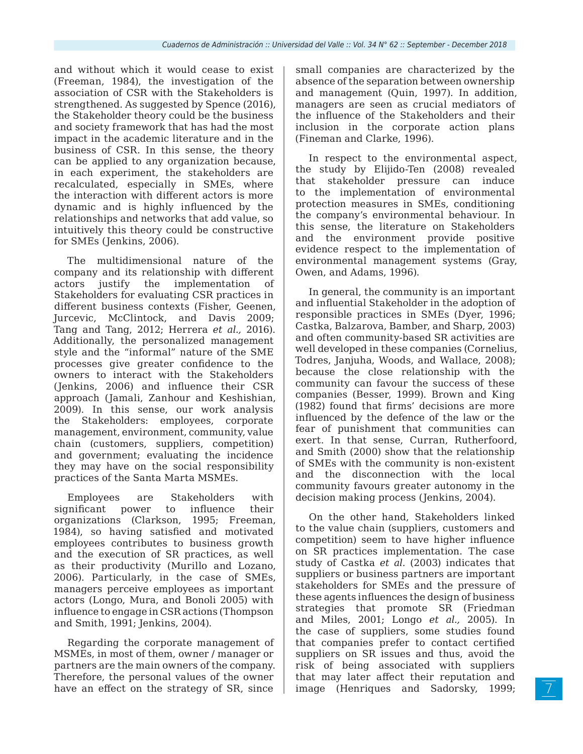and without which it would cease to exist (Freeman, 1984), the investigation of the association of CSR with the Stakeholders is strengthened. As suggested by Spence (2016), the Stakeholder theory could be the business and society framework that has had the most impact in the academic literature and in the business of CSR. In this sense, the theory can be applied to any organization because, in each experiment, the stakeholders are recalculated, especially in SMEs, where the interaction with different actors is more dynamic and is highly influenced by the relationships and networks that add value, so intuitively this theory could be constructive for SMEs (Jenkins, 2006).

The multidimensional nature of the company and its relationship with different actors justify the implementation of Stakeholders for evaluating CSR practices in different business contexts (Fisher, Geenen, Jurcevic, McClintock, and Davis 2009; Tang and Tang, 2012; Herrera *et al.,* 2016). Additionally, the personalized management style and the "informal" nature of the SME processes give greater confidence to the owners to interact with the Stakeholders (Jenkins, 2006) and influence their CSR approach (Jamali, Zanhour and Keshishian, 2009). In this sense, our work analysis the Stakeholders: employees, corporate management, environment, community, value chain (customers, suppliers, competition) and government; evaluating the incidence they may have on the social responsibility practices of the Santa Marta MSMEs.

Employees are Stakeholders with significant power to influence their organizations (Clarkson, 1995; Freeman, 1984), so having satisfied and motivated employees contributes to business growth and the execution of SR practices, as well as their productivity (Murillo and Lozano, 2006). Particularly, in the case of SMEs, managers perceive employees as important actors (Longo, Mura, and Bonoli 2005) with influence to engage in CSR actions (Thompson and Smith, 1991; Jenkins, 2004).

Regarding the corporate management of MSMEs, in most of them, owner / manager or partners are the main owners of the company. Therefore, the personal values of the owner have an effect on the strategy of SR, since small companies are characterized by the absence of the separation between ownership and management (Quin, 1997). In addition, managers are seen as crucial mediators of the influence of the Stakeholders and their inclusion in the corporate action plans (Fineman and Clarke, 1996).

In respect to the environmental aspect, the study by Elijido-Ten (2008) revealed that stakeholder pressure can induce to the implementation of environmental protection measures in SMEs, conditioning the company's environmental behaviour. In this sense, the literature on Stakeholders and the environment provide positive evidence respect to the implementation of environmental management systems (Gray, Owen, and Adams, 1996).

In general, the community is an important and influential Stakeholder in the adoption of responsible practices in SMEs (Dyer, 1996; Castka, Balzarova, Bamber, and Sharp, 2003) and often community-based SR activities are well developed in these companies (Cornelius, Todres, Janjuha, Woods, and Wallace, 2008); because the close relationship with the community can favour the success of these companies (Besser, 1999). Brown and King (1982) found that firms' decisions are more influenced by the defence of the law or the fear of punishment that communities can exert. In that sense, Curran, Rutherfoord, and Smith (2000) show that the relationship of SMEs with the community is non-existent and the disconnection with the local community favours greater autonomy in the decision making process (Jenkins, 2004).

On the other hand, Stakeholders linked to the value chain (suppliers, customers and competition) seem to have higher influence on SR practices implementation. The case study of Castka *et al.* (2003) indicates that suppliers or business partners are important stakeholders for SMEs and the pressure of these agents influences the design of business strategies that promote SR (Friedman and Miles, 2001; Longo *et al.,* 2005). In the case of suppliers, some studies found that companies prefer to contact certified suppliers on SR issues and thus, avoid the risk of being associated with suppliers that may later affect their reputation and image (Henriques and Sadorsky, 1999;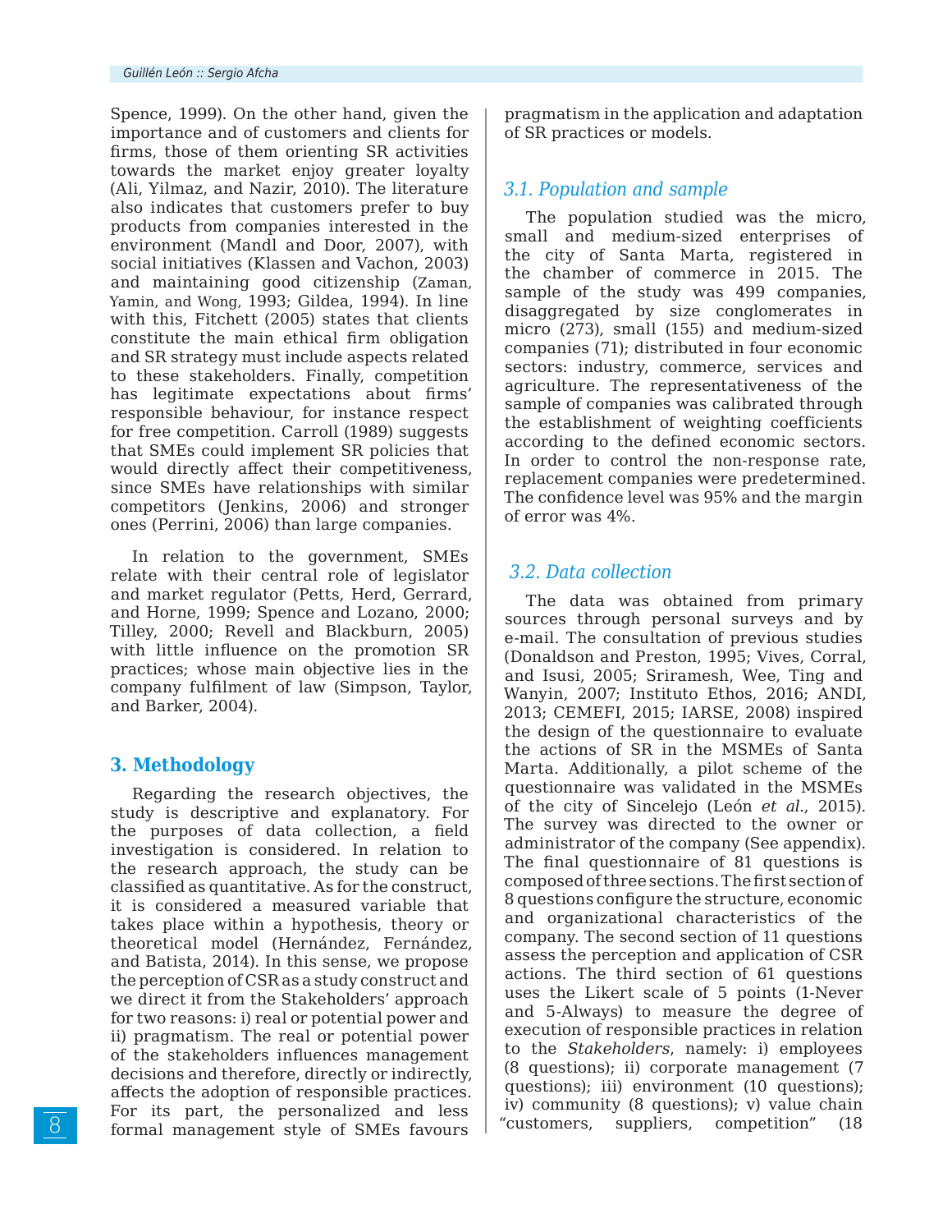Spence, 1999). On the other hand, given the importance and of customers and clients for firms, those of them orienting SR activities towards the market enjoy greater loyalty (Ali, Yilmaz, and Nazir, 2010). The literature also indicates that customers prefer to buy products from companies interested in the environment (Mandl and Door, 2007), with social initiatives (Klassen and Vachon, 2003) and maintaining good citizenship (Zaman, Yamin, and Wong, 1993; Gildea, 1994). In line with this, Fitchett (2005) states that clients constitute the main ethical firm obligation and SR strategy must include aspects related to these stakeholders. Finally, competition has legitimate expectations about firms' responsible behaviour, for instance respect for free competition. Carroll (1989) suggests that SMEs could implement SR policies that would directly affect their competitiveness, since SMEs have relationships with similar competitors (Jenkins, 2006) and stronger ones (Perrini, 2006) than large companies.

In relation to the government, SMEs relate with their central role of legislator and market regulator (Petts, Herd, Gerrard, and Horne, 1999; Spence and Lozano, 2000; Tilley, 2000; Revell and Blackburn, 2005) with little influence on the promotion SR practices; whose main objective lies in the company fulfilment of law (Simpson, Taylor, and Barker, 2004).

## 3. Methodology

Regarding the research objectives, the study is descriptive and explanatory. For the purposes of data collection, a field investigation is considered. In relation to the research approach, the study can be classified as quantitative. As for the construct, it is considered a measured variable that takes place within a hypothesis, theory or theoretical model (Hernández, Fernández, and Batista, 2014). In this sense, we propose the perception of CSR as a study construct and we direct it from the Stakeholders' approach for two reasons: i) real or potential power and ii) pragmatism. The real or potential power of the stakeholders influences management decisions and therefore, directly or indirectly, affects the adoption of responsible practices. For its part, the personalized and less formal management style of SMEs favours pragmatism in the application and adaptation of SR practices or models.

### 3.1. Population and sample

The population studied was the micro, small and medium-sized enterprises of the city of Santa Marta, registered in the chamber of commerce in 2015. The sample of the study was 499 companies, disaggregated by size conglomerates in micro (273), small (155) and medium-sized companies (71); distributed in four economic sectors: industry, commerce, services and agriculture. The representativeness of the sample of companies was calibrated through the establishment of weighting coefficients according to the defined economic sectors. In order to control the non-response rate, replacement companies were predetermined. The confidence level was 95% and the margin of error was 4%.

### 3.2. Data collection

The data was obtained from primary sources through personal surveys and by e-mail. The consultation of previous studies (Donaldson and Preston, 1995; Vives, Corral, and Isusi, 2005; Sriramesh, Wee, Ting and Wanyin, 2007; Instituto Ethos, 2016; ANDI, 2013; CEMEFI, 2015; IARSE, 2008) inspired the design of the questionnaire to evaluate the actions of SR in the MSMEs of Santa Marta. Additionally, a pilot scheme of the questionnaire was validated in the MSMEs of the city of Sincelejo (León *et al.*, 2015). The survey was directed to the owner or administrator of the company (See appendix). The final questionnaire of 81 questions is composed of three sections. The first section of 8 questions configure the structure, economic and organizational characteristics of the company. The second section of 11 questions assess the perception and application of CSR actions. The third section of 61 questions uses the Likert scale of 5 points (1-Never and 5-Always) to measure the degree of execution of responsible practices in relation to the *Stakeholders*, namely: i) employees (8 questions); ii) corporate management (7 questions); iii) environment (10 questions); iv) community (8 questions); v) value chain "customers, suppliers, competition" (18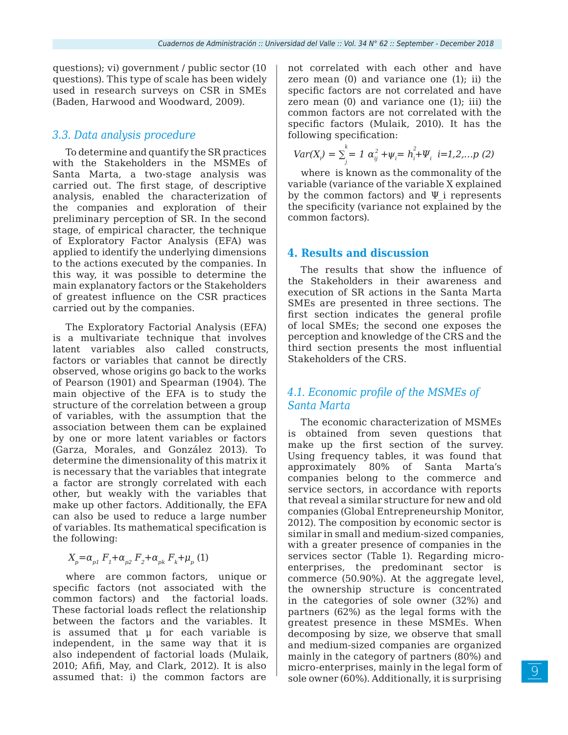questions); vi) government / public sector (10 questions). This type of scale has been widely used in research surveys on CSR in SMEs (Baden, Harwood and Woodward, 2009).

### *3.3. Data analysis procedure*

To determine and quantify the SR practices with the Stakeholders in the MSMEs of Santa Marta, a two-stage analysis was carried out. The first stage, of descriptive analysis, enabled the characterization of the companies and exploration of their preliminary perception of SR. In the second stage, of empirical character, the technique of Exploratory Factor Analysis (EFA) was applied to identify the underlying dimensions to the actions executed by the companies. In this way, it was possible to determine the main explanatory factors or the Stakeholders of greatest influence on the CSR practices carried out by the companies.

The Exploratory Factorial Analysis (EFA) is a multivariate technique that involves latent variables also called constructs, factors or variables that cannot be directly observed, whose origins go back to the works of Pearson (1901) and Spearman (1904). The main objective of the EFA is to study the structure of the correlation between a group of variables, with the assumption that the association between them can be explained by one or more latent variables or factors (Garza, Morales, and González 2013). To determine the dimensionality of this matrix it is necessary that the variables that integrate a factor are strongly correlated with each other, but weakly with the variables that make up other factors. Additionally, the EFA can also be used to reduce a large number of variables. Its mathematical specification is the following:

$$X_p = \alpha_{p1} F_1 + \alpha_{p2} F_2 + \alpha_{pk} F_k + \mu_p \quad (1)$$

where are common factors, unique or specific factors (not associated with the common factors) and the factorial loads. These factorial loads reflect the relationship between the factors and the variables. It is assumed that μ for each variable is independent, in the same way that it is also independent of factorial loads (Mulaik, 2010; Afifi, May, and Clark, 2012). It is also assumed that: i) the common factors are not correlated with each other and have zero mean (0) and variance one (1); ii) the specific factors are not correlated and have zero mean (0) and variance one (1); iii) the common factors are not correlated with the specific factors (Mulaik, 2010). It has the following specification:

$$Var(X_i) = \sum_{j}^{k} = 1\ \alpha_{ij}^2 + \psi_i = h_i^2 + \Psi_i \quad i=1,2,\ldots p \quad (2)$$

where is known as the commonality of the variable (variance of the variable X explained by the common factors) and Ψ_i represents the specificity (variance not explained by the common factors).

## 4. Results and discussion

The results that show the influence of the Stakeholders in their awareness and execution of SR actions in the Santa Marta SMEs are presented in three sections. The first section indicates the general profile of local SMEs; the second one exposes the perception and knowledge of the CRS and the third section presents the most influential Stakeholders of the CRS.

### *4.1. Economic profile of the MSMEs of Santa Marta*

The economic characterization of MSMEs is obtained from seven questions that make up the first section of the survey. Using frequency tables, it was found that approximately 80% of Santa Marta's companies belong to the commerce and service sectors, in accordance with reports that reveal a similar structure for new and old companies (Global Entrepreneurship Monitor, 2012). The composition by economic sector is similar in small and medium-sized companies, with a greater presence of companies in the services sector (Table 1). Regarding micro-enterprises, the predominant sector is commerce (50.90%). At the aggregate level, the ownership structure is concentrated in the categories of sole owner (32%) and partners (62%) as the legal forms with the greatest presence in these MSMEs. When decomposing by size, we observe that small and medium-sized companies are organized mainly in the category of partners (80%) and micro-enterprises, mainly in the legal form of sole owner (60%). Additionally, it is surprising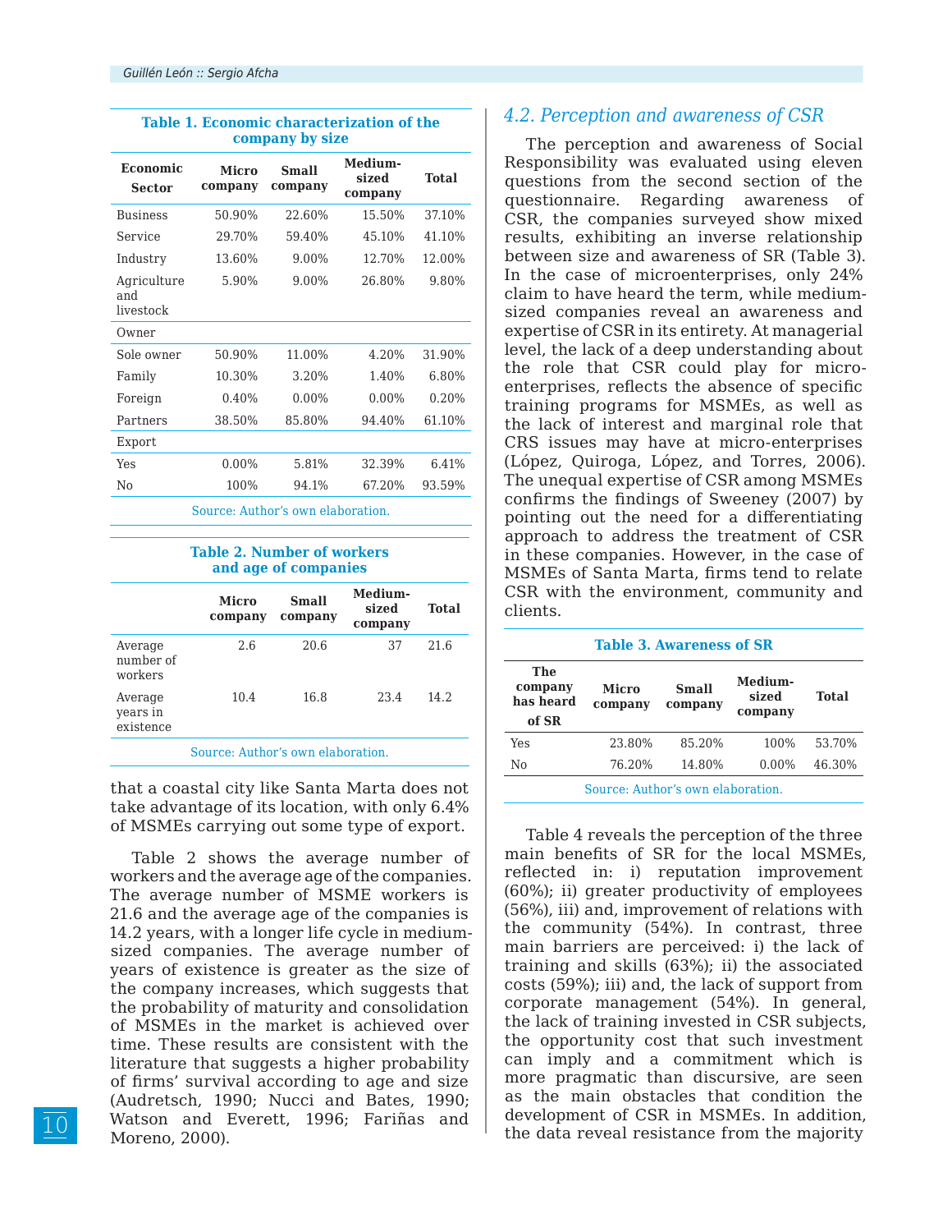**Table 1. Economic characterization of the company by size**

| Economic Sector | Micro company | Small company | Medium-sized company | Total |
|---|---|---|---|---|
| Business | 50.90% | 22.60% | 15.50% | 37.10% |
| Service | 29.70% | 59.40% | 45.10% | 41.10% |
| Industry | 13.60% | 9.00% | 12.70% | 12.00% |
| Agriculture and livestock | 5.90% | 9.00% | 26.80% | 9.80% |
| Owner | | | | |
| Sole owner | 50.90% | 11.00% | 4.20% | 31.90% |
| Family | 10.30% | 3.20% | 1.40% | 6.80% |
| Foreign | 0.40% | 0.00% | 0.00% | 0.20% |
| Partners | 38.50% | 85.80% | 94.40% | 61.10% |
| Export | | | | |
| Yes | 0.00% | 5.81% | 32.39% | 6.41% |
| No | 100% | 94.1% | 67.20% | 93.59% |

Source: Author's own elaboration.

**Table 2. Number of workers and age of companies**

| | Micro company | Small company | Medium-sized company | Total |
|---|---|---|---|---|
| Average number of workers | 2.6 | 20.6 | 37 | 21.6 |
| Average years in existence | 10.4 | 16.8 | 23.4 | 14.2 |

Source: Author's own elaboration.

that a coastal city like Santa Marta does not take advantage of its location, with only 6.4% of MSMEs carrying out some type of export.

Table 2 shows the average number of workers and the average age of the companies. The average number of MSME workers is 21.6 and the average age of the companies is 14.2 years, with a longer life cycle in medium-sized companies. The average number of years of existence is greater as the size of the company increases, which suggests that the probability of maturity and consolidation of MSMEs in the market is achieved over time. These results are consistent with the literature that suggests a higher probability of firms' survival according to age and size (Audretsch, 1990; Nucci and Bates, 1990; Watson and Everett, 1996; Fariñas and Moreno, 2000).

### 4.2. Perception and awareness of CSR

The perception and awareness of Social Responsibility was evaluated using eleven questions from the second section of the questionnaire. Regarding awareness of CSR, the companies surveyed show mixed results, exhibiting an inverse relationship between size and awareness of SR (Table 3). In the case of microenterprises, only 24% claim to have heard the term, while medium-sized companies reveal an awareness and expertise of CSR in its entirety. At managerial level, the lack of a deep understanding about the role that CSR could play for micro-enterprises, reflects the absence of specific training programs for MSMEs, as well as the lack of interest and marginal role that CRS issues may have at micro-enterprises (López, Quiroga, López, and Torres, 2006). The unequal expertise of CSR among MSMEs confirms the findings of Sweeney (2007) by pointing out the need for a differentiating approach to address the treatment of CSR in these companies. However, in the case of MSMEs of Santa Marta, firms tend to relate CSR with the environment, community and clients.

**Table 3. Awareness of SR**

| The company has heard of SR | Micro company | Small company | Medium-sized company | Total |
|---|---|---|---|---|
| Yes | 23.80% | 85.20% | 100% | 53.70% |
| No | 76.20% | 14.80% | 0.00% | 46.30% |

Source: Author's own elaboration.

Table 4 reveals the perception of the three main benefits of SR for the local MSMEs, reflected in: i) reputation improvement (60%); ii) greater productivity of employees (56%), iii) and, improvement of relations with the community (54%). In contrast, three main barriers are perceived: i) the lack of training and skills (63%); ii) the associated costs (59%); iii) and, the lack of support from corporate management (54%). In general, the lack of training invested in CSR subjects, the opportunity cost that such investment can imply and a commitment which is more pragmatic than discursive, are seen as the main obstacles that condition the development of CSR in MSMEs. In addition, the data reveal resistance from the majority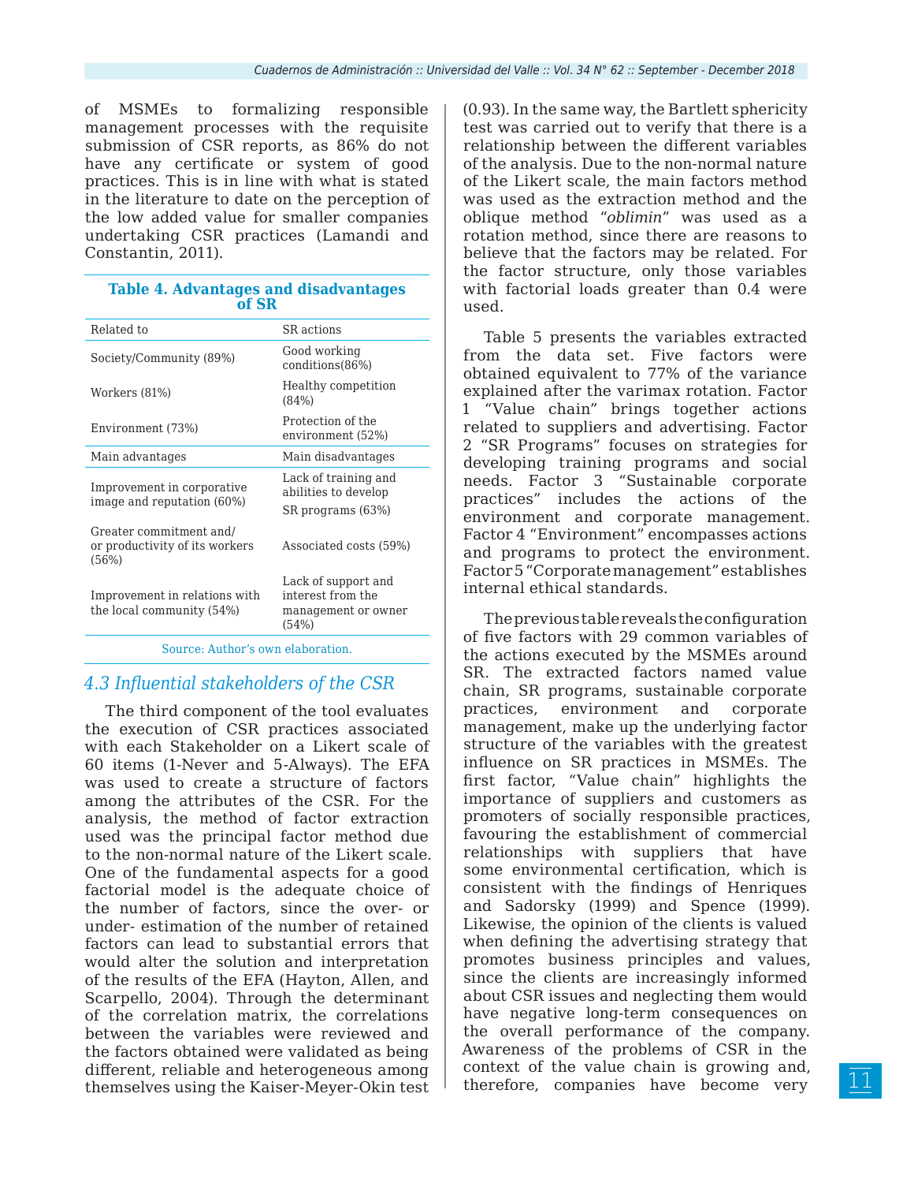of MSMEs to formalizing responsible management processes with the requisite submission of CSR reports, as 86% do not have any certificate or system of good practices. This is in line with what is stated in the literature to date on the perception of the low added value for smaller companies undertaking CSR practices (Lamandi and Constantin, 2011).

**Table 4. Advantages and disadvantages of SR**

| Related to | SR actions |
|---|---|
| Society/Community (89%) | Good working conditions(86%) |
| Workers (81%) | Healthy competition (84%) |
| Environment (73%) | Protection of the environment (52%) |
| **Main advantages** | **Main disadvantages** |
| Improvement in corporative image and reputation (60%) | Lack of training and abilities to develop SR programs (63%) |
| Greater commitment and/ or productivity of its workers (56%) | Associated costs (59%) |
| Improvement in relations with the local community (54%) | Lack of support and interest from the management or owner (54%) |

Source: Author's own elaboration.

### *4.3 Influential stakeholders of the CSR*

The third component of the tool evaluates the execution of CSR practices associated with each Stakeholder on a Likert scale of 60 items (1-Never and 5-Always). The EFA was used to create a structure of factors among the attributes of the CSR. For the analysis, the method of factor extraction used was the principal factor method due to the non-normal nature of the Likert scale. One of the fundamental aspects for a good factorial model is the adequate choice of the number of factors, since the over- or under- estimation of the number of retained factors can lead to substantial errors that would alter the solution and interpretation of the results of the EFA (Hayton, Allen, and Scarpello, 2004). Through the determinant of the correlation matrix, the correlations between the variables were reviewed and the factors obtained were validated as being different, reliable and heterogeneous among themselves using the Kaiser-Meyer-Okin test (0.93). In the same way, the Bartlett sphericity test was carried out to verify that there is a relationship between the different variables of the analysis. Due to the non-normal nature of the Likert scale, the main factors method was used as the extraction method and the oblique method "*oblimin*" was used as a rotation method, since there are reasons to believe that the factors may be related. For the factor structure, only those variables with factorial loads greater than 0.4 were used.

Table 5 presents the variables extracted from the data set. Five factors were obtained equivalent to 77% of the variance explained after the varimax rotation. Factor 1 "Value chain" brings together actions related to suppliers and advertising. Factor 2 "SR Programs" focuses on strategies for developing training programs and social needs. Factor 3 "Sustainable corporate practices" includes the actions of the environment and corporate management. Factor 4 "Environment" encompasses actions and programs to protect the environment. Factor 5 "Corporate management" establishes internal ethical standards.

The previous table reveals the configuration of five factors with 29 common variables of the actions executed by the MSMEs around SR. The extracted factors named value chain, SR programs, sustainable corporate practices, environment and corporate management, make up the underlying factor structure of the variables with the greatest influence on SR practices in MSMEs. The first factor, "Value chain" highlights the importance of suppliers and customers as promoters of socially responsible practices, favouring the establishment of commercial relationships with suppliers that have some environmental certification, which is consistent with the findings of Henriques and Sadorsky (1999) and Spence (1999). Likewise, the opinion of the clients is valued when defining the advertising strategy that promotes business principles and values, since the clients are increasingly informed about CSR issues and neglecting them would have negative long-term consequences on the overall performance of the company. Awareness of the problems of CSR in the context of the value chain is growing and, therefore, companies have become very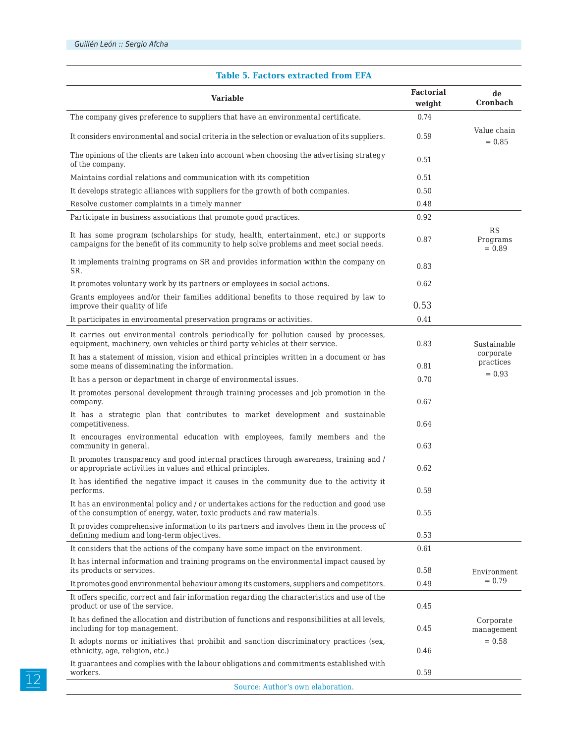**Table 5. Factors extracted from EFA**

| Variable | Factorial weight | de Cronbach |
|---|---|---|
| The company gives preference to suppliers that have an environmental certificate. | 0.74 | Value chain = 0.85 |
| It considers environmental and social criteria in the selection or evaluation of its suppliers. | 0.59 | |
| The opinions of the clients are taken into account when choosing the advertising strategy of the company. | 0.51 | |
| Maintains cordial relations and communication with its competition | 0.51 | |
| It develops strategic alliances with suppliers for the growth of both companies. | 0.50 | |
| Resolve customer complaints in a timely manner | 0.48 | |
| Participate in business associations that promote good practices. | 0.92 | RS Programs = 0.89 |
| It has some program (scholarships for study, health, entertainment, etc.) or supports campaigns for the benefit of its community to help solve problems and meet social needs. | 0.87 | |
| It implements training programs on SR and provides information within the company on SR. | 0.83 | |
| It promotes voluntary work by its partners or employees in social actions. | 0.62 | |
| Grants employees and/or their families additional benefits to those required by law to improve their quality of life | 0.53 | |
| It participates in environmental preservation programs or activities. | 0.41 | |
| It carries out environmental controls periodically for pollution caused by processes, equipment, machinery, own vehicles or third party vehicles at their service. | 0.83 | Sustainable corporate practices = 0.93 |
| It has a statement of mission, vision and ethical principles written in a document or has some means of disseminating the information. | 0.81 | |
| It has a person or department in charge of environmental issues. | 0.70 | |
| It promotes personal development through training processes and job promotion in the company. | 0.67 | |
| It has a strategic plan that contributes to market development and sustainable competitiveness. | 0.64 | |
| It encourages environmental education with employees, family members and the community in general. | 0.63 | |
| It promotes transparency and good internal practices through awareness, training and / or appropriate activities in values and ethical principles. | 0.62 | |
| It has identified the negative impact it causes in the community due to the activity it performs. | 0.59 | |
| It has an environmental policy and / or undertakes actions for the reduction and good use of the consumption of energy, water, toxic products and raw materials. | 0.55 | |
| It provides comprehensive information to its partners and involves them in the process of defining medium and long-term objectives. | 0.53 | |
| It considers that the actions of the company have some impact on the environment. | 0.61 | Environment = 0.79 |
| It has internal information and training programs on the environmental impact caused by its products or services. | 0.58 | |
| It promotes good environmental behaviour among its customers, suppliers and competitors. | 0.49 | |
| It offers specific, correct and fair information regarding the characteristics and use of the product or use of the service. | 0.45 | Corporate management = 0.58 |
| It has defined the allocation and distribution of functions and responsibilities at all levels, including for top management. | 0.45 | |
| It adopts norms or initiatives that prohibit and sanction discriminatory practices (sex, ethnicity, age, religion, etc.) | 0.46 | |
| It guarantees and complies with the labour obligations and commitments established with workers. | 0.59 | |

Source: Author's own elaboration.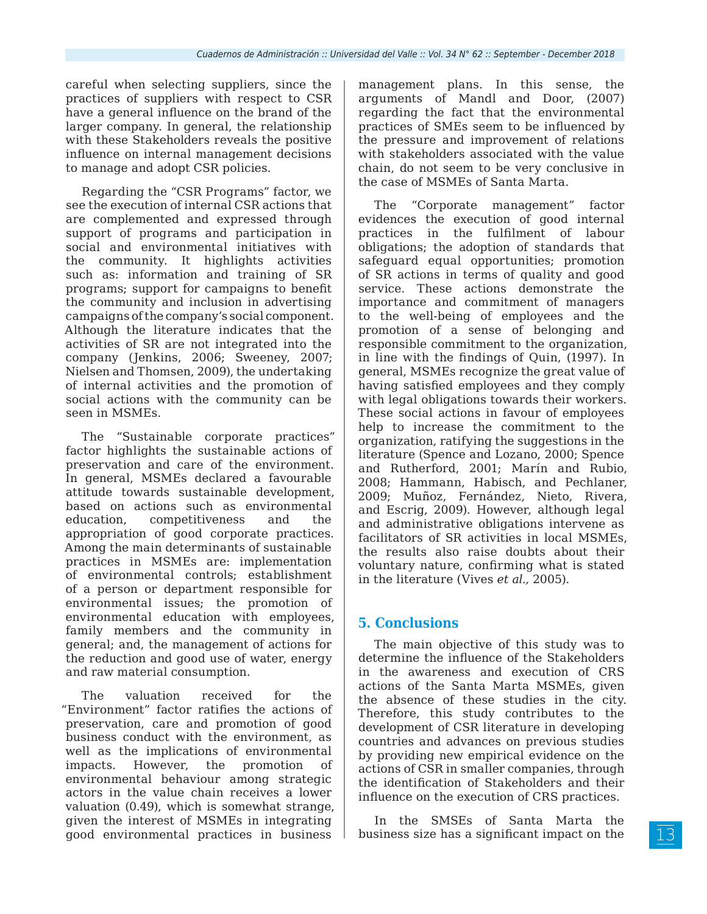careful when selecting suppliers, since the practices of suppliers with respect to CSR have a general influence on the brand of the larger company. In general, the relationship with these Stakeholders reveals the positive influence on internal management decisions to manage and adopt CSR policies.

Regarding the "CSR Programs" factor, we see the execution of internal CSR actions that are complemented and expressed through support of programs and participation in social and environmental initiatives with the community. It highlights activities such as: information and training of SR programs; support for campaigns to benefit the community and inclusion in advertising campaigns of the company's social component. Although the literature indicates that the activities of SR are not integrated into the company (Jenkins, 2006; Sweeney, 2007; Nielsen and Thomsen, 2009), the undertaking of internal activities and the promotion of social actions with the community can be seen in MSMEs.

The "Sustainable corporate practices" factor highlights the sustainable actions of preservation and care of the environment. In general, MSMEs declared a favourable attitude towards sustainable development, based on actions such as environmental education, competitiveness and the appropriation of good corporate practices. Among the main determinants of sustainable practices in MSMEs are: implementation of environmental controls; establishment of a person or department responsible for environmental issues; the promotion of environmental education with employees, family members and the community in general; and, the management of actions for the reduction and good use of water, energy and raw material consumption.

The valuation received for the "Environment" factor ratifies the actions of preservation, care and promotion of good business conduct with the environment, as well as the implications of environmental impacts. However, the promotion of environmental behaviour among strategic actors in the value chain receives a lower valuation (0.49), which is somewhat strange, given the interest of MSMEs in integrating good environmental practices in business management plans. In this sense, the arguments of Mandl and Door, (2007) regarding the fact that the environmental practices of SMEs seem to be influenced by the pressure and improvement of relations with stakeholders associated with the value chain, do not seem to be very conclusive in the case of MSMEs of Santa Marta.

The "Corporate management" factor evidences the execution of good internal practices in the fulfilment of labour obligations; the adoption of standards that safeguard equal opportunities; promotion of SR actions in terms of quality and good service. These actions demonstrate the importance and commitment of managers to the well-being of employees and the promotion of a sense of belonging and responsible commitment to the organization, in line with the findings of Quin, (1997). In general, MSMEs recognize the great value of having satisfied employees and they comply with legal obligations towards their workers. These social actions in favour of employees help to increase the commitment to the organization, ratifying the suggestions in the literature (Spence and Lozano, 2000; Spence and Rutherford, 2001; Marín and Rubio, 2008; Hammann, Habisch, and Pechlaner, 2009; Muñoz, Fernández, Nieto, Rivera, and Escrig, 2009). However, although legal and administrative obligations intervene as facilitators of SR activities in local MSMEs, the results also raise doubts about their voluntary nature, confirming what is stated in the literature (Vives *et al.,* 2005).

## 5. Conclusions

The main objective of this study was to determine the influence of the Stakeholders in the awareness and execution of CRS actions of the Santa Marta MSMEs, given the absence of these studies in the city. Therefore, this study contributes to the development of CSR literature in developing countries and advances on previous studies by providing new empirical evidence on the actions of CSR in smaller companies, through the identification of Stakeholders and their influence on the execution of CRS practices.

In the SMSEs of Santa Marta the business size has a significant impact on the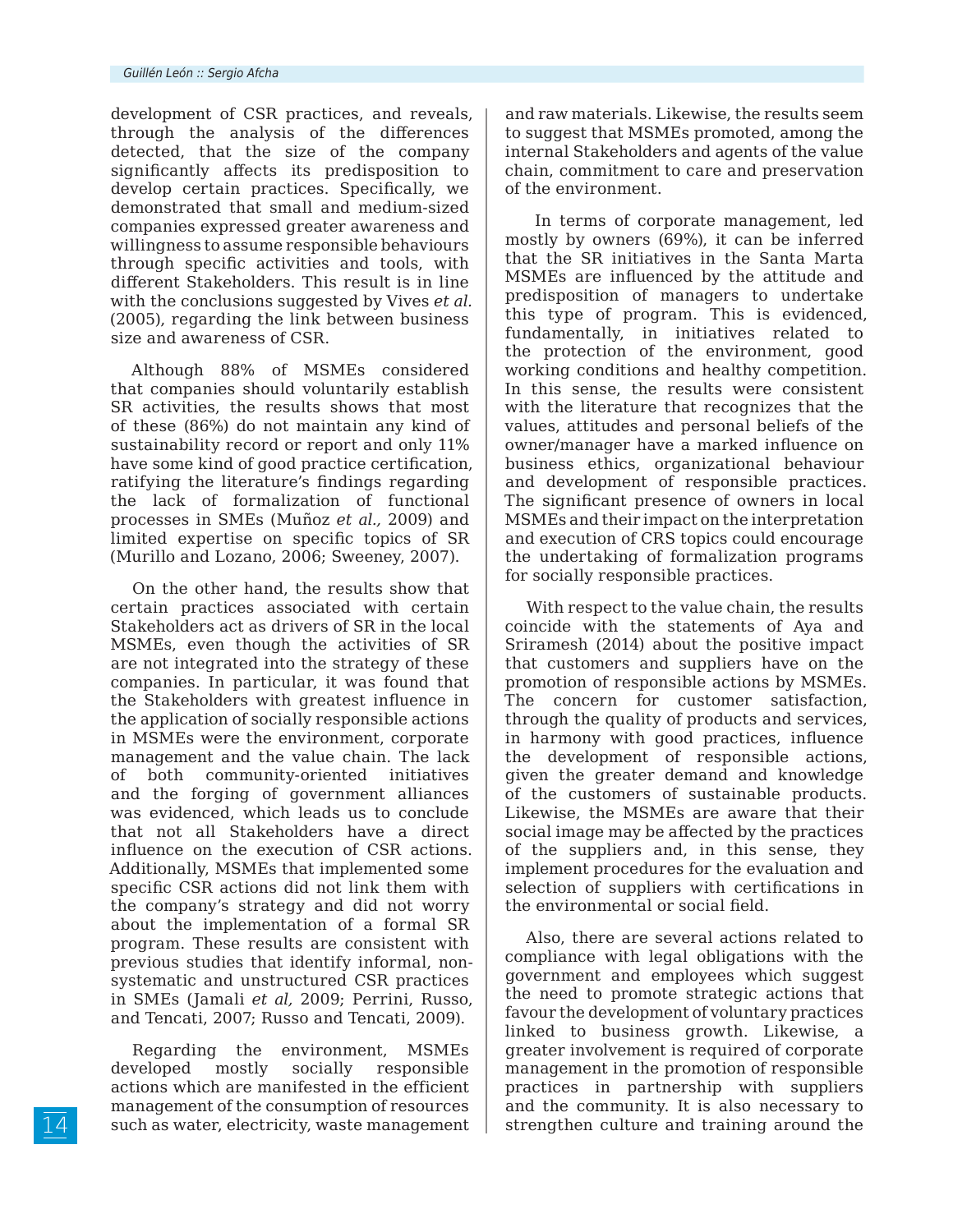development of CSR practices, and reveals, through the analysis of the differences detected, that the size of the company significantly affects its predisposition to develop certain practices. Specifically, we demonstrated that small and medium-sized companies expressed greater awareness and willingness to assume responsible behaviours through specific activities and tools, with different Stakeholders. This result is in line with the conclusions suggested by Vives *et al.* (2005), regarding the link between business size and awareness of CSR.

Although 88% of MSMEs considered that companies should voluntarily establish SR activities, the results shows that most of these (86%) do not maintain any kind of sustainability record or report and only 11% have some kind of good practice certification, ratifying the literature's findings regarding the lack of formalization of functional processes in SMEs (Muñoz *et al.,* 2009) and limited expertise on specific topics of SR (Murillo and Lozano, 2006; Sweeney, 2007).

On the other hand, the results show that certain practices associated with certain Stakeholders act as drivers of SR in the local MSMEs, even though the activities of SR are not integrated into the strategy of these companies. In particular, it was found that the Stakeholders with greatest influence in the application of socially responsible actions in MSMEs were the environment, corporate management and the value chain. The lack of both community-oriented initiatives and the forging of government alliances was evidenced, which leads us to conclude that not all Stakeholders have a direct influence on the execution of CSR actions. Additionally, MSMEs that implemented some specific CSR actions did not link them with the company's strategy and did not worry about the implementation of a formal SR program. These results are consistent with previous studies that identify informal, non-systematic and unstructured CSR practices in SMEs (Jamali *et al,* 2009; Perrini, Russo, and Tencati, 2007; Russo and Tencati, 2009).

Regarding the environment, MSMEs developed mostly socially responsible actions which are manifested in the efficient management of the consumption of resources such as water, electricity, waste management and raw materials. Likewise, the results seem to suggest that MSMEs promoted, among the internal Stakeholders and agents of the value chain, commitment to care and preservation of the environment.

In terms of corporate management, led mostly by owners (69%), it can be inferred that the SR initiatives in the Santa Marta MSMEs are influenced by the attitude and predisposition of managers to undertake this type of program. This is evidenced, fundamentally, in initiatives related to the protection of the environment, good working conditions and healthy competition. In this sense, the results were consistent with the literature that recognizes that the values, attitudes and personal beliefs of the owner/manager have a marked influence on business ethics, organizational behaviour and development of responsible practices. The significant presence of owners in local MSMEs and their impact on the interpretation and execution of CRS topics could encourage the undertaking of formalization programs for socially responsible practices.

With respect to the value chain, the results coincide with the statements of Aya and Sriramesh (2014) about the positive impact that customers and suppliers have on the promotion of responsible actions by MSMEs. The concern for customer satisfaction, through the quality of products and services, in harmony with good practices, influence the development of responsible actions, given the greater demand and knowledge of the customers of sustainable products. Likewise, the MSMEs are aware that their social image may be affected by the practices of the suppliers and, in this sense, they implement procedures for the evaluation and selection of suppliers with certifications in the environmental or social field.

Also, there are several actions related to compliance with legal obligations with the government and employees which suggest the need to promote strategic actions that favour the development of voluntary practices linked to business growth. Likewise, a greater involvement is required of corporate management in the promotion of responsible practices in partnership with suppliers and the community. It is also necessary to strengthen culture and training around the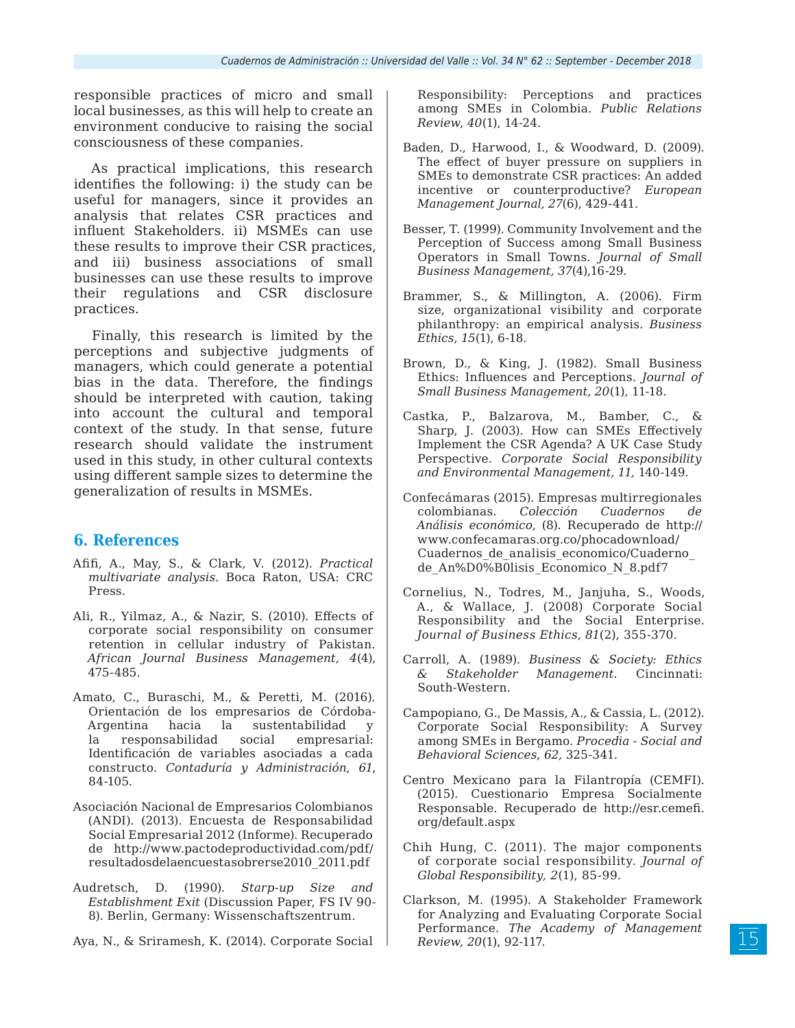responsible practices of micro and small local businesses, as this will help to create an environment conducive to raising the social consciousness of these companies.

As practical implications, this research identifies the following: i) the study can be useful for managers, since it provides an analysis that relates CSR practices and influent Stakeholders. ii) MSMEs can use these results to improve their CSR practices, and iii) business associations of small businesses can use these results to improve their regulations and CSR disclosure practices.

Finally, this research is limited by the perceptions and subjective judgments of managers, which could generate a potential bias in the data. Therefore, the findings should be interpreted with caution, taking into account the cultural and temporal context of the study. In that sense, future research should validate the instrument used in this study, in other cultural contexts using different sample sizes to determine the generalization of results in MSMEs.

## 6. References

Afifi, A., May, S., & Clark, V. (2012). *Practical multivariate analysis*. Boca Raton, USA: CRC Press.

Ali, R., Yilmaz, A., & Nazir, S. (2010). Effects of corporate social responsibility on consumer retention in cellular industry of Pakistan. *African Journal Business Management, 4*(4), 475-485.

Amato, C., Buraschi, M., & Peretti, M. (2016). Orientación de los empresarios de Córdoba-Argentina hacia la sustentabilidad y la responsabilidad social empresarial: Identificación de variables asociadas a cada constructo. *Contaduría y Administración*, *61*, 84-105.

Asociación Nacional de Empresarios Colombianos (ANDI). (2013). Encuesta de Responsabilidad Social Empresarial 2012 (Informe). Recuperado de http://www.pactodeproductividad.com/pdf/resultadosdelaencuestasobrerse2010_2011.pdf

Audretsch, D. (1990). *Starp-up Size and Establishment Exit* (Discussion Paper, FS IV 90-8). Berlin, Germany: Wissenschaftszentrum.

Aya, N., & Sriramesh, K. (2014). Corporate Social Responsibility: Perceptions and practices among SMEs in Colombia. *Public Relations Review*, *40*(1), 14-24.

Baden, D., Harwood, I., & Woodward, D. (2009). The effect of buyer pressure on suppliers in SMEs to demonstrate CSR practices: An added incentive or counterproductive? *European Management Journal, 27*(6), 429-441.

Besser, T. (1999). Community Involvement and the Perception of Success among Small Business Operators in Small Towns. *Journal of Small Business Management, 37*(4),16-29.

Brammer, S., & Millington, A. (2006). Firm size, organizational visibility and corporate philanthropy: an empirical analysis. *Business Ethics*, *15*(1), 6-18.

Brown, D., & King, J. (1982). Small Business Ethics: Influences and Perceptions. *Journal of Small Business Management, 20*(1), 11-18.

Castka, P., Balzarova, M., Bamber, C., & Sharp, J. (2003). How can SMEs Effectively Implement the CSR Agenda? A UK Case Study Perspective. *Corporate Social Responsibility and Environmental Management, 11,* 140-149.

Confecámaras (2015). Empresas multirregionales colombianas. *Colección Cuadernos de Análisis económico*, (8). Recuperado de http://www.confecamaras.org.co/phocadownload/Cuadernos_de_analisis_economico/Cuaderno_de_An%D0%B0lisis_Economico_N_8.pdf7

Cornelius, N., Todres, M., Janjuha, S., Woods, A., & Wallace, J. (2008) Corporate Social Responsibility and the Social Enterprise. *Journal of Business Ethics, 81*(2), 355-370.

Carroll, A. (1989). *Business & Society: Ethics & Stakeholder Management.* Cincinnati: South-Western.

Campopiano, G., De Massis, A., & Cassia, L. (2012). Corporate Social Responsibility: A Survey among SMEs in Bergamo. *Procedia - Social and Behavioral Sciences*, *62,* 325-341.

Centro Mexicano para la Filantropía (CEMFI). (2015). Cuestionario Empresa Socialmente Responsable. Recuperado de http://esr.cemefi.org/default.aspx

Chih Hung, C. (2011). The major components of corporate social responsibility. *Journal of Global Responsibility, 2*(1), 85-99.

Clarkson, M. (1995). A Stakeholder Framework for Analyzing and Evaluating Corporate Social Performance. *The Academy of Management Review, 20*(1), 92-117.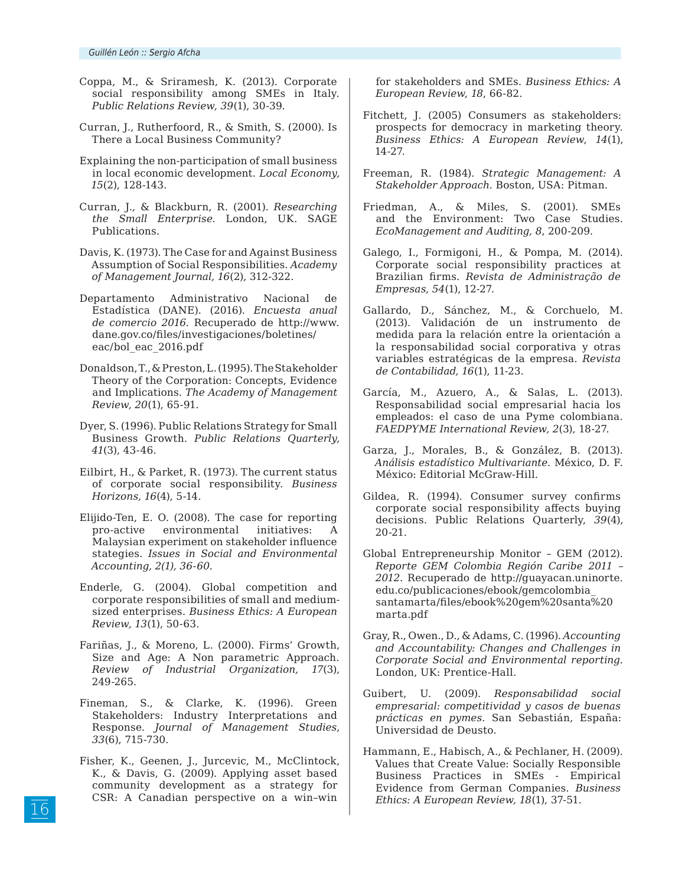Coppa, M., & Sriramesh, K. (2013). Corporate social responsibility among SMEs in Italy. *Public Relations Review, 39*(1), 30-39.

Curran, J., Rutherfoord, R., & Smith, S. (2000). Is There a Local Business Community?

Explaining the non-participation of small business in local economic development. *Local Economy, 15*(2), 128-143.

Curran, J., & Blackburn, R. (2001). *Researching the Small Enterprise.* London, UK. SAGE Publications.

Davis, K. (1973). The Case for and Against Business Assumption of Social Responsibilities. *Academy of Management Journal, 16*(2), 312-322.

Departamento Administrativo Nacional de Estadística (DANE). (2016). *Encuesta anual de comercio 2016.* Recuperado de http://www.dane.gov.co/files/investigaciones/boletines/eac/bol_eac_2016.pdf

Donaldson, T., & Preston, L. (1995). The Stakeholder Theory of the Corporation: Concepts, Evidence and Implications. *The Academy of Management Review, 20*(1), 65-91.

Dyer, S. (1996). Public Relations Strategy for Small Business Growth. *Public Relations Quarterly, 41*(3), 43-46.

Eilbirt, H., & Parket, R. (1973). The current status of corporate social responsibility. *Business Horizons, 16*(4), 5-14.

Elijido-Ten, E. O. (2008). The case for reporting pro-active environmental initiatives: A Malaysian experiment on stakeholder influence stategies. *Issues in Social and Environmental Accounting, 2(1), 36-60.*

Enderle, G. (2004). Global competition and corporate responsibilities of small and medium-sized enterprises. *Business Ethics: A European Review, 13*(1), 50-63.

Fariñas, J., & Moreno, L. (2000). Firms' Growth, Size and Age: A Non parametric Approach. *Review of Industrial Organization, 17*(3), 249-265.

Fineman, S., & Clarke, K. (1996). Green Stakeholders: Industry Interpretations and Response. *Journal of Management Studies, 33*(6), 715-730.

Fisher, K., Geenen, J., Jurcevic, M., McClintock, K., & Davis, G. (2009). Applying asset based community development as a strategy for CSR: A Canadian perspective on a win–win for stakeholders and SMEs. *Business Ethics: A European Review, 18*, 66-82.

Fitchett, J. (2005) Consumers as stakeholders: prospects for democracy in marketing theory. *Business Ethics: A European Review, 14*(1), 14-27.

Freeman, R. (1984). *Strategic Management: A Stakeholder Approach.* Boston, USA: Pitman.

Friedman, A., & Miles, S. (2001). SMEs and the Environment: Two Case Studies. *EcoManagement and Auditing, 8*, 200-209.

Galego, I., Formigoni, H., & Pompa, M. (2014). Corporate social responsibility practices at Brazilian firms. *Revista de Administração de Empresas, 54*(1), 12-27.

Gallardo, D., Sánchez, M., & Corchuelo, M. (2013). Validación de un instrumento de medida para la relación entre la orientación a la responsabilidad social corporativa y otras variables estratégicas de la empresa. *Revista de Contabilidad, 16*(1), 11-23.

García, M., Azuero, A., & Salas, L. (2013). Responsabilidad social empresarial hacia los empleados: el caso de una Pyme colombiana. *FAEDPYME International Review, 2*(3), 18-27.

Garza, J., Morales, B., & González, B. (2013). *Análisis estadístico Multivariante.* México, D. F. México: Editorial McGraw-Hill.

Gildea, R. (1994). Consumer survey confirms corporate social responsibility affects buying decisions. Public Relations Quarterly, *39*(4), 20-21.

Global Entrepreneurship Monitor – GEM (2012). *Reporte GEM Colombia Región Caribe 2011 – 2012.* Recuperado de http://guayacan.uninorte.edu.co/publicaciones/ebook/gemcolombia_santamarta/files/ebook%20gem%20santa%20marta.pdf

Gray, R., Owen., D., & Adams, C. (1996). *Accounting and Accountability: Changes and Challenges in Corporate Social and Environmental reporting.* London, UK: Prentice-Hall.

Guibert, U. (2009). *Responsabilidad social empresarial: competitividad y casos de buenas prácticas en pymes.* San Sebastián, España: Universidad de Deusto.

Hammann, E., Habisch, A., & Pechlaner, H. (2009). Values that Create Value: Socially Responsible Business Practices in SMEs - Empirical Evidence from German Companies. *Business Ethics: A European Review, 18*(1), 37-51.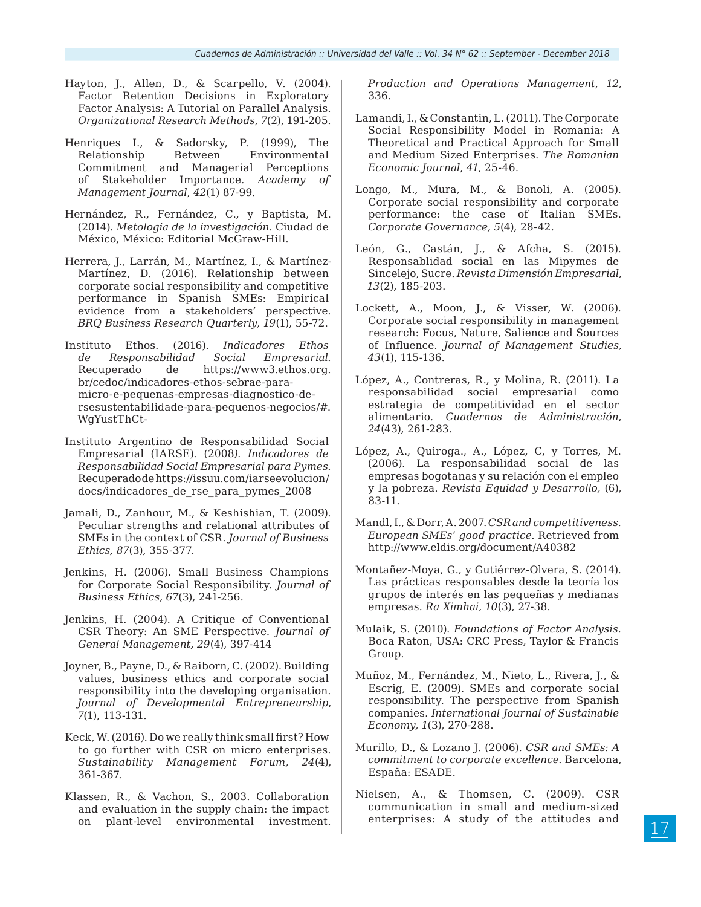Hayton, J., Allen, D., & Scarpello, V. (2004). Factor Retention Decisions in Exploratory Factor Analysis: A Tutorial on Parallel Analysis. *Organizational Research Methods, 7*(2), 191-205.

Henriques I., & Sadorsky, P. (1999), The Relationship Between Environmental Commitment and Managerial Perceptions of Stakeholder Importance. *Academy of Management Journal*, *42*(1) 87-99.

Hernández, R., Fernández, C., y Baptista, M. (2014). *Metologia de la investigación*. Ciudad de México, México: Editorial McGraw-Hill.

Herrera, J., Larrán, M., Martínez, I., & Martínez-Martínez, D. (2016). Relationship between corporate social responsibility and competitive performance in Spanish SMEs: Empirical evidence from a stakeholders' perspective. *BRQ Business Research Quarterly, 19*(1), 55-72.

Instituto Ethos. (2016). *Indicadores Ethos de Responsabilidad Social Empresarial.* Recuperado de https://www3.ethos.org.br/cedoc/indicadores-ethos-sebrae-para-micro-e-pequenas-empresas-diagnostico-de-rsesustentabilidade-para-pequenos-negocios/#.WgYustThCt-

Instituto Argentino de Responsabilidad Social Empresarial (IARSE). (2008*). Indicadores de Responsabilidad Social Empresarial para Pymes.* Recuperado de https://issuu.com/iarseevolucion/docs/indicadores_de_rse_para_pymes_2008

Jamali, D., Zanhour, M., & Keshishian, T. (2009). Peculiar strengths and relational attributes of SMEs in the context of CSR. *Journal of Business Ethics, 87*(3), 355-377.

Jenkins, H. (2006). Small Business Champions for Corporate Social Responsibility. *Journal of Business Ethics, 67*(3), 241-256.

Jenkins, H. (2004). A Critique of Conventional CSR Theory: An SME Perspective. *Journal of General Management, 29*(4), 397-414

Joyner, B., Payne, D., & Raiborn, C. (2002). Building values, business ethics and corporate social responsibility into the developing organisation. *Journal of Developmental Entrepreneurship*, *7*(1), 113-131.

Keck, W. (2016). Do we really think small first? How to go further with CSR on micro enterprises. *Sustainability Management Forum, 24*(4), 361-367.

Klassen, R., & Vachon, S., 2003. Collaboration and evaluation in the supply chain: the impact on plant-level environmental investment. *Production and Operations Management, 12,* 336.

Lamandi, I., & Constantin, L. (2011). The Corporate Social Responsibility Model in Romania: A Theoretical and Practical Approach for Small and Medium Sized Enterprises. *The Romanian Economic Journal*, *41*, 25-46.

Longo, M., Mura, M., & Bonoli, A. (2005). Corporate social responsibility and corporate performance: the case of Italian SMEs. *Corporate Governance, 5*(4), 28-42.

León, G., Castán, J., & Afcha, S. (2015). Responsablidad social en las Mipymes de Sincelejo, Sucre. *Revista Dimensión Empresarial, 13*(2), 185-203.

Lockett, A., Moon, J., & Visser, W. (2006). Corporate social responsibility in management research: Focus, Nature, Salience and Sources of Influence. *Journal of Management Studies, 43*(1), 115-136.

López, A., Contreras, R., y Molina, R. (2011). La responsabilidad social empresarial como estrategia de competitividad en el sector alimentario. *Cuadernos de Administración*, *24*(43), 261-283.

López, A., Quiroga., A., López, C, y Torres, M. (2006). La responsabilidad social de las empresas bogotanas y su relación con el empleo y la pobreza. *Revista Equidad y Desarrollo,* (6), 83-11.

Mandl, I., & Dorr, A. 2007. *CSR and competitiveness. European SMEs' good practice.* Retrieved from http://www.eldis.org/document/A40382

Montañez-Moya, G., y Gutiérrez-Olvera, S. (2014). Las prácticas responsables desde la teoría los grupos de interés en las pequeñas y medianas empresas. *Ra Ximhai, 10*(3), 27-38.

Mulaik, S. (2010). *Foundations of Factor Analysis*. Boca Raton, USA: CRC Press, Taylor & Francis Group.

Muñoz, M., Fernández, M., Nieto, L., Rivera, J., & Escrig, E. (2009). SMEs and corporate social responsibility. The perspective from Spanish companies. *International Journal of Sustainable Economy, 1*(3), 270-288.

Murillo, D., & Lozano J. (2006). *CSR and SMEs: A commitment to corporate excellence.* Barcelona, España: ESADE.

Nielsen, A., & Thomsen, C. (2009). CSR communication in small and medium-sized enterprises: A study of the attitudes and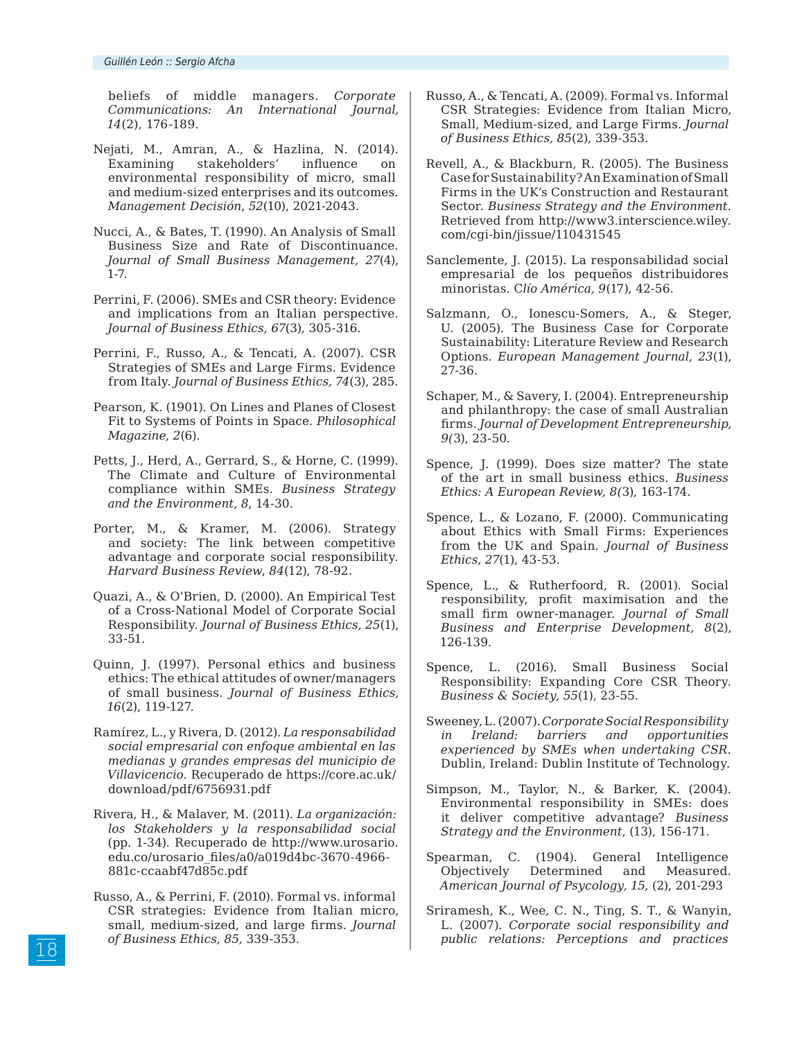beliefs of middle managers. *Corporate Communications: An International Journal, 14*(2), 176-189.

Nejati, M., Amran, A., & Hazlina, N. (2014). Examining stakeholders' influence on environmental responsibility of micro, small and medium-sized enterprises and its outcomes. *Management Decisión*, *52*(10), 2021-2043.

Nucci, A., & Bates, T. (1990). An Analysis of Small Business Size and Rate of Discontinuance. *Journal of Small Business Management, 27*(4), 1-7.

Perrini, F. (2006). SMEs and CSR theory: Evidence and implications from an Italian perspective. *Journal of Business Ethics, 67*(3), 305-316.

Perrini, F., Russo, A., & Tencati, A. (2007). CSR Strategies of SMEs and Large Firms. Evidence from Italy. *Journal of Business Ethics, 74*(3), 285.

Pearson, K. (1901). On Lines and Planes of Closest Fit to Systems of Points in Space. *Philosophical Magazine, 2*(6).

Petts, J., Herd, A., Gerrard, S., & Horne, C. (1999). The Climate and Culture of Environmental compliance within SMEs. *Business Strategy and the Environment, 8*, 14-30.

Porter, M., & Kramer, M. (2006). Strategy and society: The link between competitive advantage and corporate social responsibility. *Harvard Business Review*, *84*(12), 78-92.

Quazi, A., & O'Brien, D. (2000). An Empirical Test of a Cross-National Model of Corporate Social Responsibility. *Journal of Business Ethics, 25*(1), 33-51.

Quinn, J. (1997). Personal ethics and business ethics: The ethical attitudes of owner/managers of small business. *Journal of Business Ethics, 16*(2), 119-127.

Ramírez, L., y Rivera, D. (2012). *La responsabilidad social empresarial con enfoque ambiental en las medianas y grandes empresas del municipio de Villavicencio.* Recuperado de https://core.ac.uk/download/pdf/6756931.pdf

Rivera, H., & Malaver, M. (2011). *La organización: los Stakeholders y la responsabilidad social* (pp. 1-34). Recuperado de http://www.urosario.edu.co/urosario_files/a0/a019d4bc-3670-4966-881c-ccaabf47d85c.pdf

Russo, A., & Perrini, F. (2010). Formal vs. informal CSR strategies: Evidence from Italian micro, small, medium-sized, and large firms. *Journal of Business Ethics*, *85*, 339-353.

Russo, A., & Tencati, A. (2009). Formal vs. Informal CSR Strategies: Evidence from Italian Micro, Small, Medium-sized, and Large Firms. *Journal of Business Ethics, 85*(2), 339-353.

Revell, A., & Blackburn, R. (2005). The Business Case for Sustainability? An Examination of Small Firms in the UK's Construction and Restaurant Sector. *Business Strategy and the Environment.* Retrieved from http://www3.interscience.wiley.com/cgi-bin/jissue/110431545

Sanclemente, J. (2015). La responsabilidad social empresarial de los pequeños distribuidores minoristas. *Clío América, 9*(17), 42-56.

Salzmann, O., Ionescu-Somers, A., & Steger, U. (2005). The Business Case for Corporate Sustainability: Literature Review and Research Options. *European Management Journal, 23*(1), 27-36.

Schaper, M., & Savery, I. (2004). Entrepreneurship and philanthropy: the case of small Australian firms. *Journal of Development Entrepreneurship, 9(*3), 23-50.

Spence, J. (1999). Does size matter? The state of the art in small business ethics. *Business Ethics: A European Review, 8(*3), 163-174.

Spence, L., & Lozano, F. (2000). Communicating about Ethics with Small Firms: Experiences from the UK and Spain. *Journal of Business Ethics, 27*(1), 43-53.

Spence, L., & Rutherfoord, R. (2001). Social responsibility, profit maximisation and the small firm owner-manager. *Journal of Small Business and Enterprise Development, 8*(2), 126-139.

Spence, L. (2016). Small Business Social Responsibility: Expanding Core CSR Theory. *Business & Society, 55*(1), 23-55.

Sweeney, L. (2007). *Corporate Social Responsibility in Ireland: barriers and opportunities experienced by SMEs when undertaking CSR.* Dublin, Ireland: Dublin Institute of Technology.

Simpson, M., Taylor, N., & Barker, K. (2004). Environmental responsibility in SMEs: does it deliver competitive advantage? *Business Strategy and the Environment*, (13), 156-171.

Spearman, C. (1904). General Intelligence Objectively Determined and Measured. *American Journal of Psycology, 15,* (2), 201-293

Sriramesh, K., Wee, C. N., Ting, S. T., & Wanyin, L. (2007). *Corporate social responsibility and public relations: Perceptions and practices*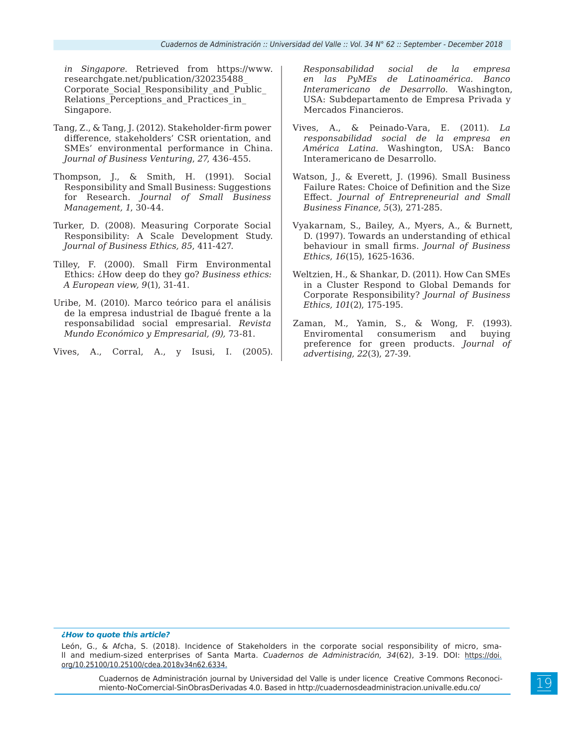*in Singapore*. Retrieved from https://www.researchgate.net/publication/320235488_Corporate_Social_Responsibility_and_Public_Relations_Perceptions_and_Practices_in_Singapore.

Tang, Z., & Tang, J. (2012). Stakeholder-firm power difference, stakeholders' CSR orientation, and SMEs' environmental performance in China. *Journal of Business Venturing*, *27*, 436-455.

Thompson, J., & Smith, H. (1991). Social Responsibility and Small Business: Suggestions for Research. *Journal of Small Business Management, 1*, 30-44.

Turker, D. (2008). Measuring Corporate Social Responsibility: A Scale Development Study. *Journal of Business Ethics, 85*, 411-427.

Tilley, F. (2000). Small Firm Environmental Ethics: ¿How deep do they go? *Business ethics: A European view, 9*(1), 31-41.

Uribe, M. (2010). Marco teórico para el análisis de la empresa industrial de Ibagué frente a la responsabilidad social empresarial. *Revista Mundo Económico y Empresarial, (9),* 73-81.

Vives, A., Corral, A., y Isusi, I. (2005). *Responsabilidad social de la empresa en las PyMEs de Latinoamérica. Banco Interamericano de Desarrollo*. Washington, USA: Subdepartamento de Empresa Privada y Mercados Financieros.

Vives, A., & Peinado-Vara, E. (2011). *La responsabilidad social de la empresa en América Latina.* Washington, USA: Banco Interamericano de Desarrollo.

Watson, J., & Everett, J. (1996). Small Business Failure Rates: Choice of Definition and the Size Effect. *Journal of Entrepreneurial and Small Business Finance*, *5*(3), 271-285.

Vyakarnam, S., Bailey, A., Myers, A., & Burnett, D. (1997). Towards an understanding of ethical behaviour in small firms. *Journal of Business Ethics, 16*(15), 1625-1636.

Weltzien, H., & Shankar, D. (2011). How Can SMEs in a Cluster Respond to Global Demands for Corporate Responsibility? *Journal of Business Ethics, 101*(2), 175-195.

Zaman, M., Yamin, S., & Wong, F. (1993). Enviromental consumerism and buying preference for green products. *Journal of advertising, 22*(3), 27-39.

***¿How to quote this article?***

León, G., & Afcha, S. (2018). Incidence of Stakeholders in the corporate social responsibility of micro, small and medium-sized enterprises of Santa Marta. *Cuadernos de Administración, 34*(62), 3-19. DOI: https://doi.org/10.25100/10.25100/cdea.2018v34n62.6334.

Cuadernos de Administración journal by Universidad del Valle is under licence Creative Commons Reconocimiento-NoComercial-SinObrasDerivadas 4.0. Based in http://cuadernosdeadministracion.univalle.edu.co/